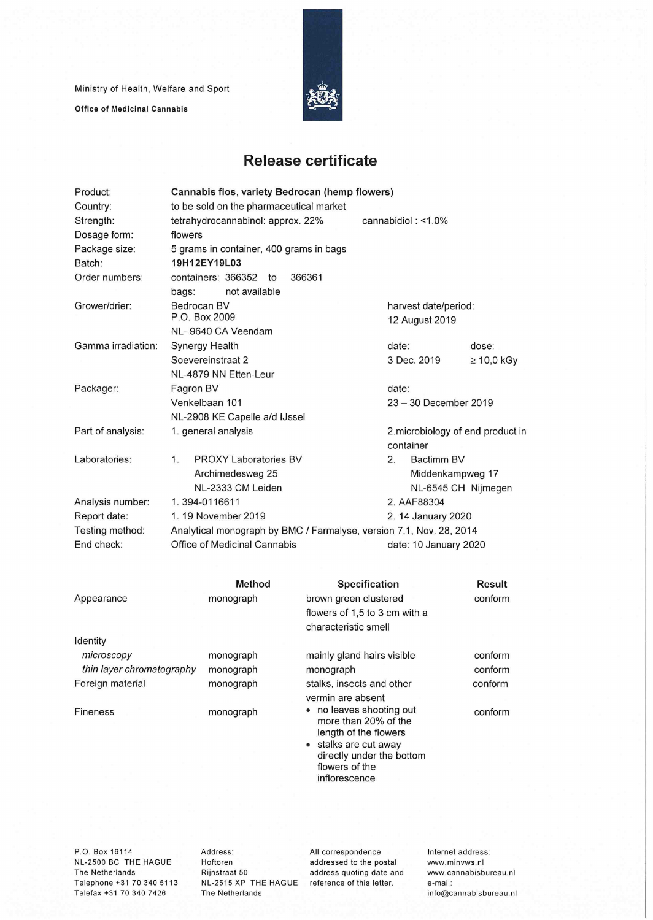Ministry of Health, Welfare and Sport

**Office of Medicinal Cannabis**

# Release certificate

| | | | |
|---|---|---|---|
| Product: | **Cannabis flos, variety Bedrocan (hemp flowers)** | | |
| Country: | to be sold on the pharmaceutical market | | |
| Strength: | tetrahydrocannabinol: approx. 22% | cannabidiol : <1.0% | |
| Dosage form: | flowers | | |
| Package size: | 5 grams in container, 400 grams in bags | | |
| Batch: | **19H12EY19L03** | | |
| Order numbers: | containers: 366352 to 366361<br>bags: not available | | |
| Grower/drier: | Bedrocan BV<br>P.O. Box 2009<br>NL- 9640 CA Veendam | harvest date/period:<br>12 August 2019 | |
| Gamma irradiation: | Synergy Health<br>Soevereinstraat 2<br>NL-4879 NN Etten-Leur | date:<br>3 Dec. 2019 | dose:<br>≥ 10,0 kGy |
| Packager: | Fagron BV<br>Venkelbaan 101<br>NL-2908 KE Capelle a/d IJssel | date:<br>23 – 30 December 2019 | |
| Part of analysis: | 1. general analysis | 2.microbiology of end product in container | |
| Laboratories: | 1. PROXY Laboratories BV<br>Archimedesweg 25<br>NL-2333 CM Leiden | 2. Bactimm BV<br>Middenkampweg 17<br>NL-6545 CH Nijmegen | |
| Analysis number: | 1. 394-0116611 | 2. AAF88304 | |
| Report date: | 1. 19 November 2019 | 2. 14 January 2020 | |
| Testing method: | Analytical monograph by BMC / Farmalyse, version 7.1, Nov. 28, 2014 | | |
| End check: | Office of Medicinal Cannabis | date: 10 January 2020 | |

| | Method | Specification | Result |
|---|---|---|---|
| Appearance | monograph | brown green clustered flowers of 1,5 to 3 cm with a characteristic smell | conform |
| Identity | | | |
| *microscopy* | monograph | mainly gland hairs visible | conform |
| *thin layer chromatography* | monograph | monograph | conform |
| Foreign material | monograph | stalks, insects and other vermin are absent | conform |
| Fineness | monograph | • no leaves shooting out more than 20% of the length of the flowers<br>• stalks are cut away directly under the bottom flowers of the inflorescence | conform |

P.O. Box 16114
NL-2500 BC THE HAGUE
The Netherlands
Telephone +31 70 340 5113
Telefax +31 70 340 7426

Address:
Hoftoren
Rijnstraat 50
NL-2515 XP THE HAGUE
The Netherlands

All correspondence addressed to the postal address quoting date and reference of this letter.

Internet address:
www.minvws.nl
www.cannabisbureau.nl
e-mail:
info@cannabisbureau.nl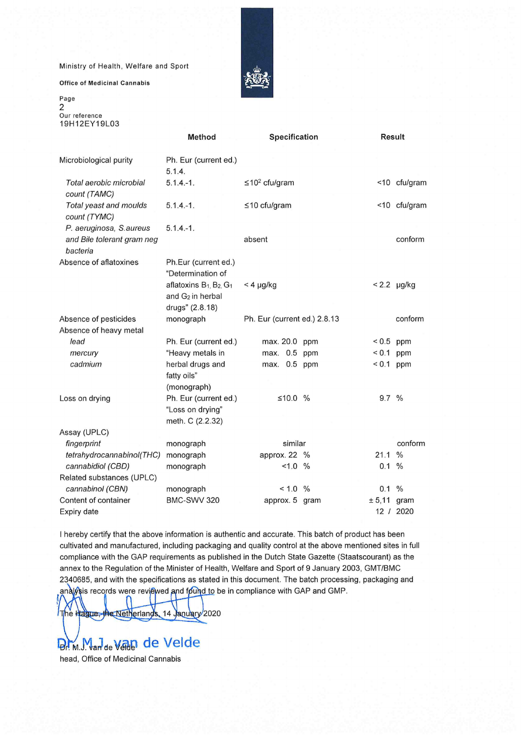Ministry of Health, Welfare and Sport

**Office of Medicinal Cannabis**

Page
2
Our reference
19H12EY19L03

| | Method | Specification | Result |
|---|---|---|---|
| Microbiological purity | Ph. Eur (current ed.) 5.1.4. | | |
| *Total aerobic microbial count (TAMC)* | 5.1.4.-1. | ≤$10^2$ cfu/gram | <10 cfu/gram |
| *Total yeast and moulds count (TYMC)* | 5.1.4.-1. | ≤10 cfu/gram | <10 cfu/gram |
| *P. aeruginosa, S.aureus and Bile tolerant gram neg bacteria* | 5.1.4.-1. | absent | conform |
| Absence of aflatoxines | Ph.Eur (current ed.) "Determination of aflatoxins $B_1$, $B_2$, $G_1$ and $G_2$ in herbal drugs" (2.8.18) | < 4 µg/kg | < 2.2 µg/kg |
| Absence of pesticides | monograph | Ph. Eur (current ed.) 2.8.13 | conform |
| Absence of heavy metal | | | |
| *lead* | Ph. Eur (current ed.) "Heavy metals in herbal drugs and fatty oils" (monograph) | max. 20.0 ppm | < 0.5 ppm |
| *mercury* | | max. 0.5 ppm | < 0.1 ppm |
| *cadmium* | | max. 0.5 ppm | < 0.1 ppm |
| Loss on drying | Ph. Eur (current ed.) "Loss on drying" meth. C (2.2.32) | ≤10.0 % | 9.7 % |
| Assay (UPLC) | | | |
| *fingerprint* | monograph | similar | conform |
| *tetrahydrocannabinol(THC)* | monograph | approx. 22 % | 21.1 % |
| *cannabidiol (CBD)* | monograph | <1.0 % | 0.1 % |
| Related substances (UPLC) | | | |
| *cannabinol (CBN)* | monograph | < 1.0 % | 0.1 % |
| Content of container | BMC-SWV 320 | approx. 5 gram | ± 5,11 gram |
| Expiry date | | | 12 / 2020 |

I hereby certify that the above information is authentic and accurate. This batch of product has been cultivated and manufactured, including packaging and quality control at the above mentioned sites in full compliance with the GAP requirements as published in the Dutch State Gazette (Staatscourant) as the annex to the Regulation of the Minister of Health, Welfare and Sport of 9 January 2003, GMT/BMC 2340685, and with the specifications as stated in this document. The batch processing, packaging and analysis records were reviewed and found to be in compliance with GAP and GMP.

The Hague, the Netherlands, 14 January 2020

Dr. M.J. van de Velde

Dr. M.J. van de Velde
head, Office of Medicinal Cannabis